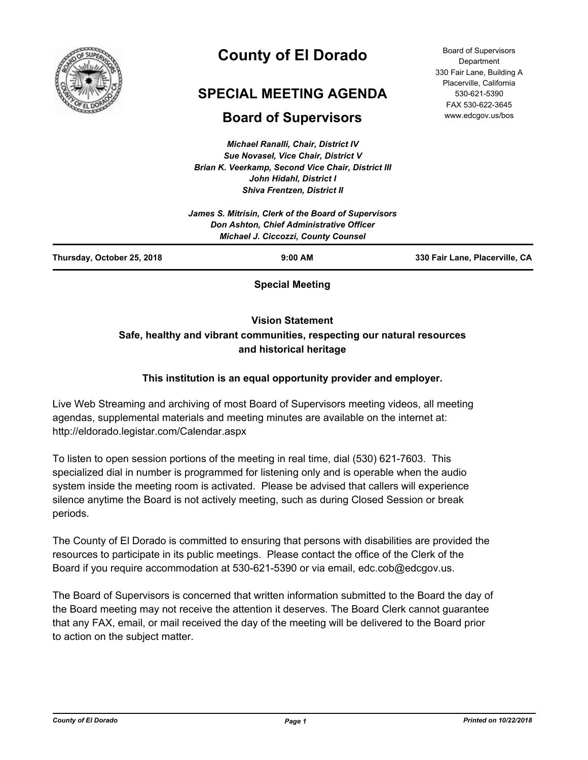# County of El Dorado

## SPECIAL MEETING AGENDA

## Board of Supervisors

Board of Supervisors Department
330 Fair Lane, Building A
Placerville, California
530-621-5390
FAX 530-622-3645
www.edcgov.us/bos

*Michael Ranalli, Chair, District IV*
*Sue Novasel, Vice Chair, District V*
*Brian K. Veerkamp, Second Vice Chair, District III*
*John Hidahl, District I*
*Shiva Frentzen, District II*

*James S. Mitrisin, Clerk of the Board of Supervisors*
*Don Ashton, Chief Administrative Officer*
*Michael J. Ciccozzi, County Counsel*

**Thursday, October 25, 2018** | **9:00 AM** | **330 Fair Lane, Placerville, CA**

**Special Meeting**

**Vision Statement**
**Safe, healthy and vibrant communities, respecting our natural resources and historical heritage**

**This institution is an equal opportunity provider and employer.**

Live Web Streaming and archiving of most Board of Supervisors meeting videos, all meeting agendas, supplemental materials and meeting minutes are available on the internet at: http://eldorado.legistar.com/Calendar.aspx

To listen to open session portions of the meeting in real time, dial (530) 621-7603. This specialized dial in number is programmed for listening only and is operable when the audio system inside the meeting room is activated. Please be advised that callers will experience silence anytime the Board is not actively meeting, such as during Closed Session or break periods.

The County of El Dorado is committed to ensuring that persons with disabilities are provided the resources to participate in its public meetings. Please contact the office of the Clerk of the Board if you require accommodation at 530-621-5390 or via email, edc.cob@edcgov.us.

The Board of Supervisors is concerned that written information submitted to the Board the day of the Board meeting may not receive the attention it deserves. The Board Clerk cannot guarantee that any FAX, email, or mail received the day of the meeting will be delivered to the Board prior to action on the subject matter.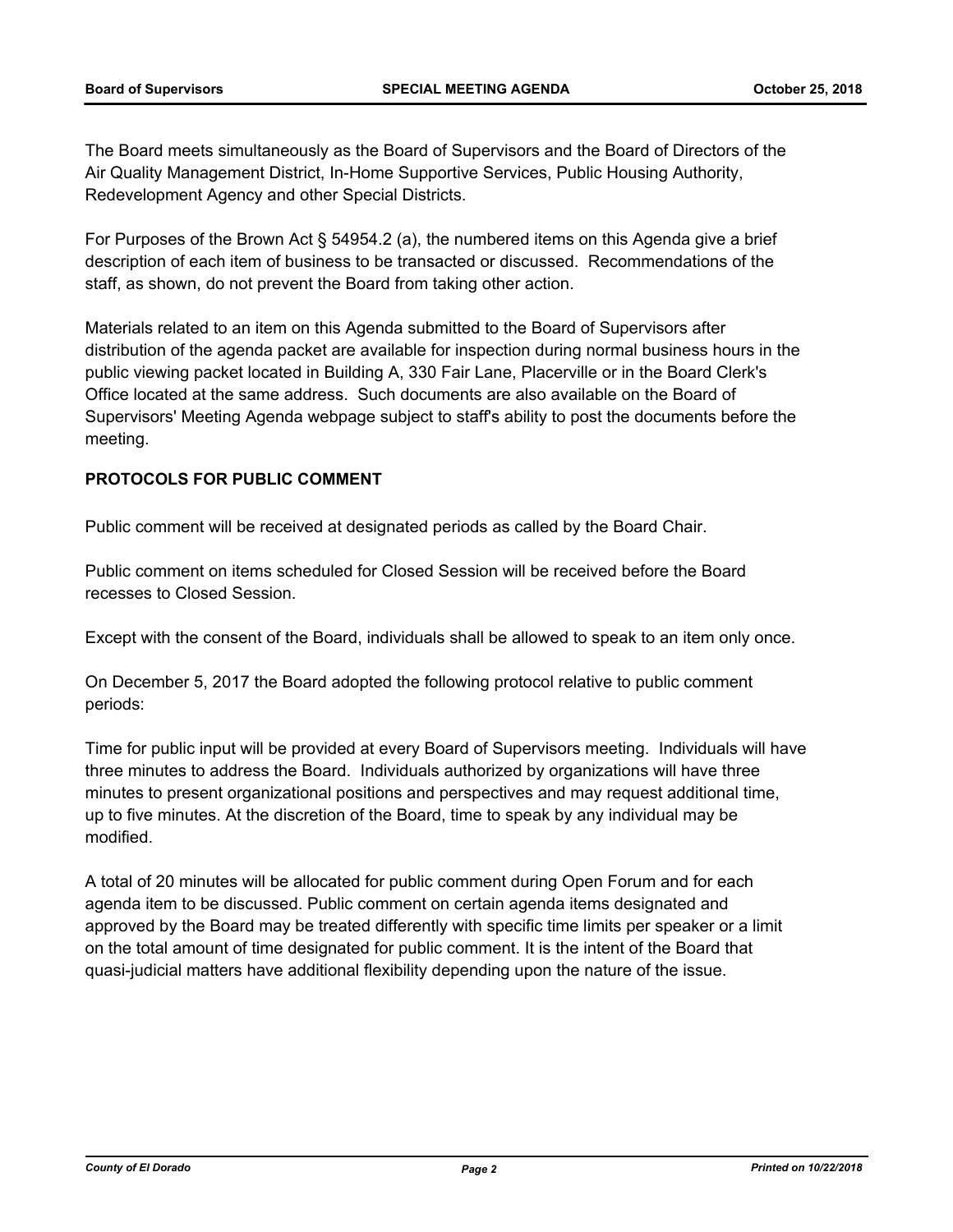The Board meets simultaneously as the Board of Supervisors and the Board of Directors of the Air Quality Management District, In-Home Supportive Services, Public Housing Authority, Redevelopment Agency and other Special Districts.

For Purposes of the Brown Act § 54954.2 (a), the numbered items on this Agenda give a brief description of each item of business to be transacted or discussed. Recommendations of the staff, as shown, do not prevent the Board from taking other action.

Materials related to an item on this Agenda submitted to the Board of Supervisors after distribution of the agenda packet are available for inspection during normal business hours in the public viewing packet located in Building A, 330 Fair Lane, Placerville or in the Board Clerk's Office located at the same address. Such documents are also available on the Board of Supervisors' Meeting Agenda webpage subject to staff's ability to post the documents before the meeting.

**PROTOCOLS FOR PUBLIC COMMENT**

Public comment will be received at designated periods as called by the Board Chair.

Public comment on items scheduled for Closed Session will be received before the Board recesses to Closed Session.

Except with the consent of the Board, individuals shall be allowed to speak to an item only once.

On December 5, 2017 the Board adopted the following protocol relative to public comment periods:

Time for public input will be provided at every Board of Supervisors meeting. Individuals will have three minutes to address the Board. Individuals authorized by organizations will have three minutes to present organizational positions and perspectives and may request additional time, up to five minutes. At the discretion of the Board, time to speak by any individual may be modified.

A total of 20 minutes will be allocated for public comment during Open Forum and for each agenda item to be discussed. Public comment on certain agenda items designated and approved by the Board may be treated differently with specific time limits per speaker or a limit on the total amount of time designated for public comment. It is the intent of the Board that quasi-judicial matters have additional flexibility depending upon the nature of the issue.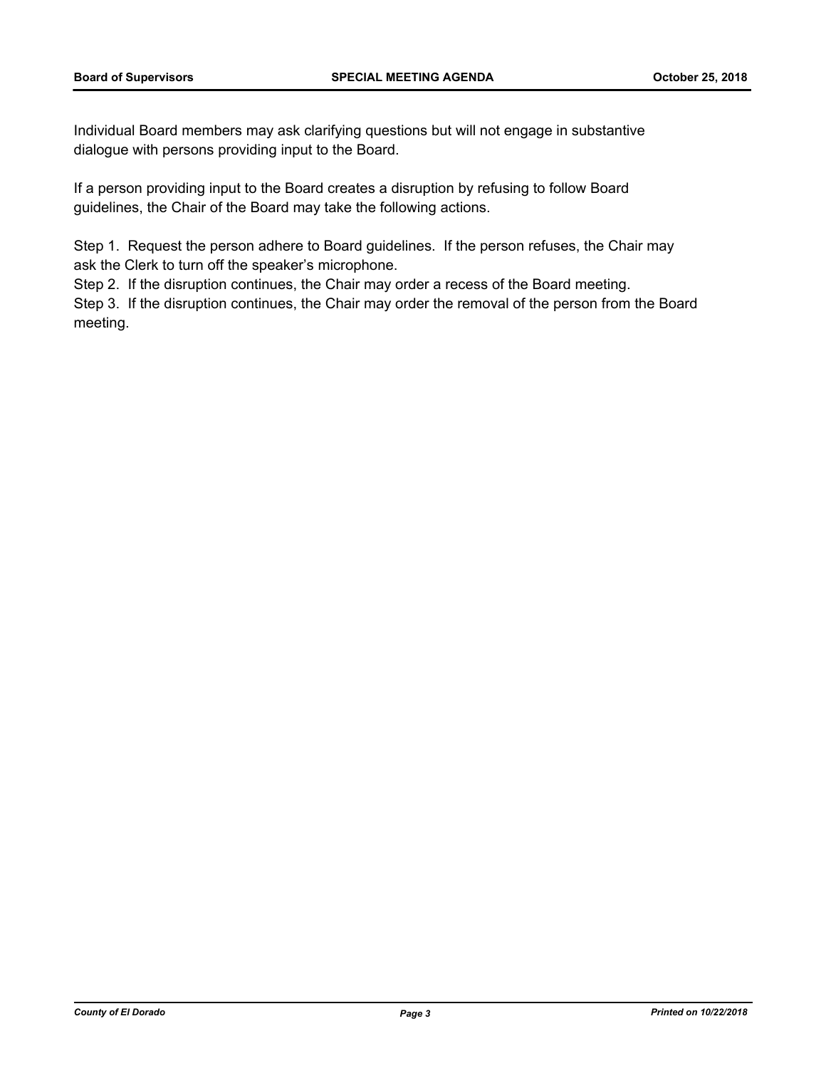Individual Board members may ask clarifying questions but will not engage in substantive dialogue with persons providing input to the Board.

If a person providing input to the Board creates a disruption by refusing to follow Board guidelines, the Chair of the Board may take the following actions.

Step 1. Request the person adhere to Board guidelines. If the person refuses, the Chair may ask the Clerk to turn off the speaker's microphone.
Step 2. If the disruption continues, the Chair may order a recess of the Board meeting.
Step 3. If the disruption continues, the Chair may order the removal of the person from the Board meeting.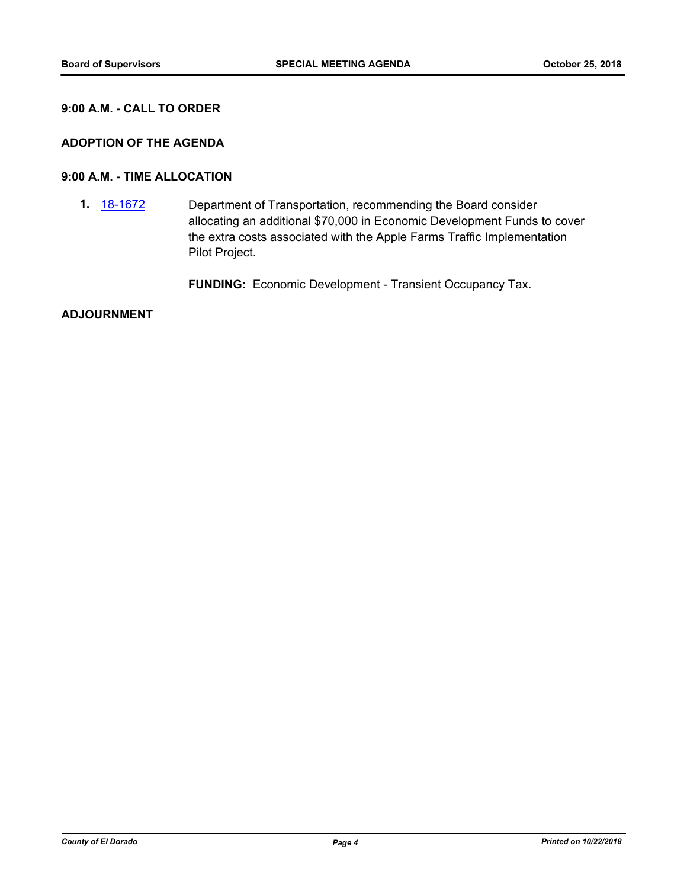**9:00 A.M. - CALL TO ORDER**

**ADOPTION OF THE AGENDA**

**9:00 A.M. - TIME ALLOCATION**

**1.** 18-1672 Department of Transportation, recommending the Board consider allocating an additional $70,000 in Economic Development Funds to cover the extra costs associated with the Apple Farms Traffic Implementation Pilot Project.

**FUNDING:** Economic Development - Transient Occupancy Tax.

**ADJOURNMENT**